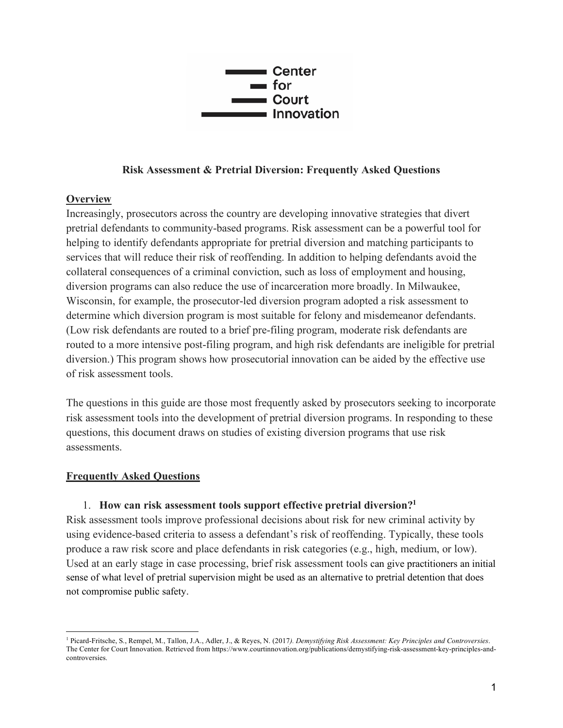Center for Court Innovation

**Risk Assessment & Pretrial Diversion: Frequently Asked Questions**

## Overview

Increasingly, prosecutors across the country are developing innovative strategies that divert pretrial defendants to community-based programs. Risk assessment can be a powerful tool for helping to identify defendants appropriate for pretrial diversion and matching participants to services that will reduce their risk of reoffending. In addition to helping defendants avoid the collateral consequences of a criminal conviction, such as loss of employment and housing, diversion programs can also reduce the use of incarceration more broadly. In Milwaukee, Wisconsin, for example, the prosecutor-led diversion program adopted a risk assessment to determine which diversion program is most suitable for felony and misdemeanor defendants. (Low risk defendants are routed to a brief pre-filing program, moderate risk defendants are routed to a more intensive post-filing program, and high risk defendants are ineligible for pretrial diversion.) This program shows how prosecutorial innovation can be aided by the effective use of risk assessment tools.

The questions in this guide are those most frequently asked by prosecutors seeking to incorporate risk assessment tools into the development of pretrial diversion programs. In responding to these questions, this document draws on studies of existing diversion programs that use risk assessments.

## Frequently Asked Questions

1. **How can risk assessment tools support effective pretrial diversion?**[1]

Risk assessment tools improve professional decisions about risk for new criminal activity by using evidence-based criteria to assess a defendant's risk of reoffending. Typically, these tools produce a raw risk score and place defendants in risk categories (e.g., high, medium, or low). Used at an early stage in case processing, brief risk assessment tools can give practitioners an initial sense of what level of pretrial supervision might be used as an alternative to pretrial detention that does not compromise public safety.

---

[1] Picard-Fritsche, S., Rempel, M., Tallon, J.A., Adler, J., & Reyes, N. (2017*). Demystifying Risk Assessment: Key Principles and Controversies*. The Center for Court Innovation. Retrieved from https://www.courtinnovation.org/publications/demystifying-risk-assessment-key-principles-and-controversies.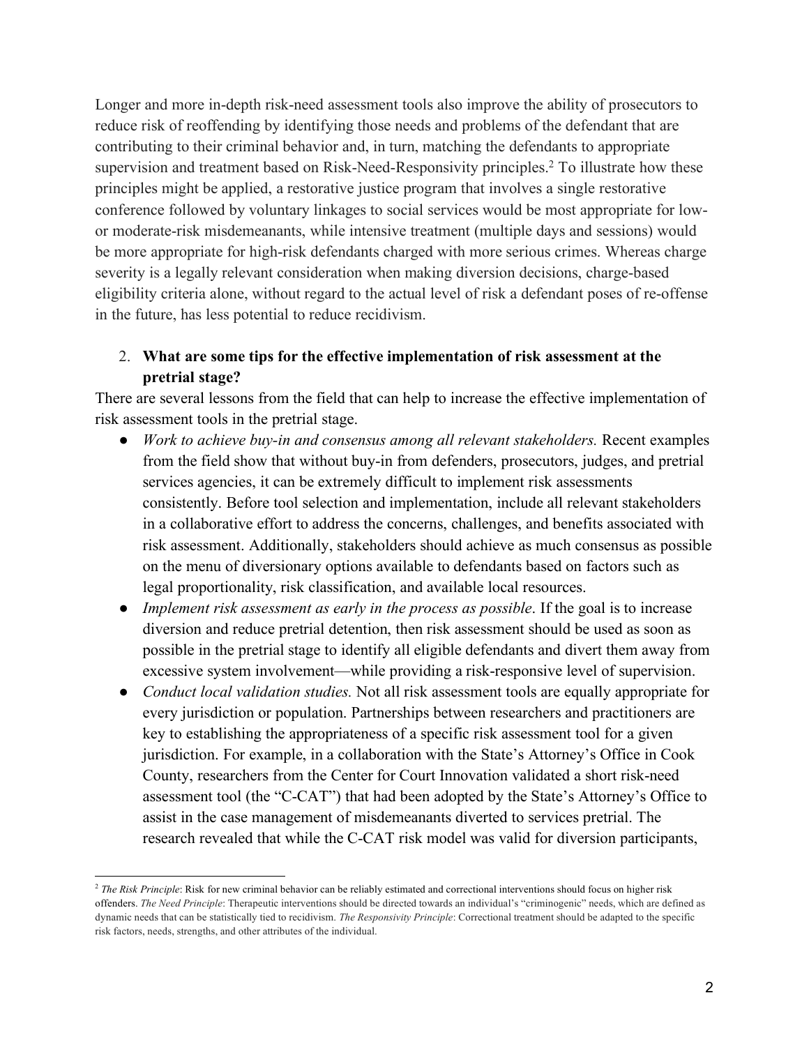Longer and more in-depth risk-need assessment tools also improve the ability of prosecutors to reduce risk of reoffending by identifying those needs and problems of the defendant that are contributing to their criminal behavior and, in turn, matching the defendants to appropriate supervision and treatment based on Risk-Need-Responsivity principles.[2] To illustrate how these principles might be applied, a restorative justice program that involves a single restorative conference followed by voluntary linkages to social services would be most appropriate for low- or moderate-risk misdemeanants, while intensive treatment (multiple days and sessions) would be more appropriate for high-risk defendants charged with more serious crimes. Whereas charge severity is a legally relevant consideration when making diversion decisions, charge-based eligibility criteria alone, without regard to the actual level of risk a defendant poses of re-offense in the future, has less potential to reduce recidivism.

2. **What are some tips for the effective implementation of risk assessment at the pretrial stage?**

There are several lessons from the field that can help to increase the effective implementation of risk assessment tools in the pretrial stage.

- *Work to achieve buy-in and consensus among all relevant stakeholders.* Recent examples from the field show that without buy-in from defenders, prosecutors, judges, and pretrial services agencies, it can be extremely difficult to implement risk assessments consistently. Before tool selection and implementation, include all relevant stakeholders in a collaborative effort to address the concerns, challenges, and benefits associated with risk assessment. Additionally, stakeholders should achieve as much consensus as possible on the menu of diversionary options available to defendants based on factors such as legal proportionality, risk classification, and available local resources.
- *Implement risk assessment as early in the process as possible*. If the goal is to increase diversion and reduce pretrial detention, then risk assessment should be used as soon as possible in the pretrial stage to identify all eligible defendants and divert them away from excessive system involvement—while providing a risk-responsive level of supervision.
- *Conduct local validation studies.* Not all risk assessment tools are equally appropriate for every jurisdiction or population. Partnerships between researchers and practitioners are key to establishing the appropriateness of a specific risk assessment tool for a given jurisdiction. For example, in a collaboration with the State's Attorney's Office in Cook County, researchers from the Center for Court Innovation validated a short risk-need assessment tool (the "C-CAT") that had been adopted by the State's Attorney's Office to assist in the case management of misdemeanants diverted to services pretrial. The research revealed that while the C-CAT risk model was valid for diversion participants,

---

[2] *The Risk Principle*: Risk for new criminal behavior can be reliably estimated and correctional interventions should focus on higher risk offenders. *The Need Principle*: Therapeutic interventions should be directed towards an individual's "criminogenic" needs, which are defined as dynamic needs that can be statistically tied to recidivism. *The Responsivity Principle*: Correctional treatment should be adapted to the specific risk factors, needs, strengths, and other attributes of the individual.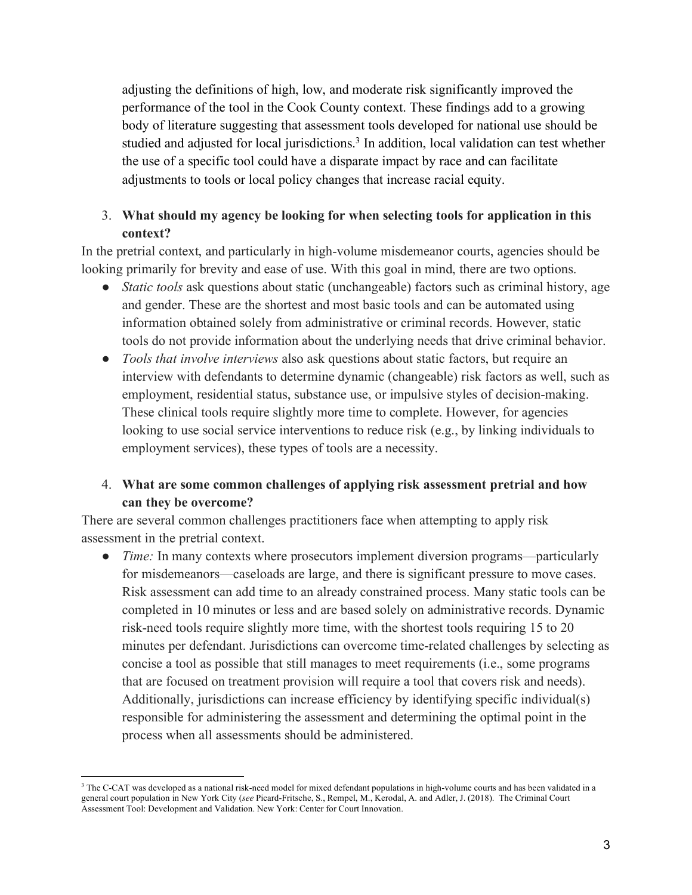adjusting the definitions of high, low, and moderate risk significantly improved the performance of the tool in the Cook County context. These findings add to a growing body of literature suggesting that assessment tools developed for national use should be studied and adjusted for local jurisdictions.[3] In addition, local validation can test whether the use of a specific tool could have a disparate impact by race and can facilitate adjustments to tools or local policy changes that increase racial equity.

3. **What should my agency be looking for when selecting tools for application in this context?**

In the pretrial context, and particularly in high-volume misdemeanor courts, agencies should be looking primarily for brevity and ease of use. With this goal in mind, there are two options.

- *Static tools* ask questions about static (unchangeable) factors such as criminal history, age and gender. These are the shortest and most basic tools and can be automated using information obtained solely from administrative or criminal records. However, static tools do not provide information about the underlying needs that drive criminal behavior.
- *Tools that involve interviews* also ask questions about static factors, but require an interview with defendants to determine dynamic (changeable) risk factors as well, such as employment, residential status, substance use, or impulsive styles of decision-making. These clinical tools require slightly more time to complete. However, for agencies looking to use social service interventions to reduce risk (e.g., by linking individuals to employment services), these types of tools are a necessity.

4. **What are some common challenges of applying risk assessment pretrial and how can they be overcome?**

There are several common challenges practitioners face when attempting to apply risk assessment in the pretrial context.

- *Time:* In many contexts where prosecutors implement diversion programs—particularly for misdemeanors—caseloads are large, and there is significant pressure to move cases. Risk assessment can add time to an already constrained process. Many static tools can be completed in 10 minutes or less and are based solely on administrative records. Dynamic risk-need tools require slightly more time, with the shortest tools requiring 15 to 20 minutes per defendant. Jurisdictions can overcome time-related challenges by selecting as concise a tool as possible that still manages to meet requirements (i.e., some programs that are focused on treatment provision will require a tool that covers risk and needs). Additionally, jurisdictions can increase efficiency by identifying specific individual(s) responsible for administering the assessment and determining the optimal point in the process when all assessments should be administered.

---

[3] The C-CAT was developed as a national risk-need model for mixed defendant populations in high-volume courts and has been validated in a general court population in New York City (*see* Picard-Fritsche, S., Rempel, M., Kerodal, A. and Adler, J. (2018). The Criminal Court Assessment Tool: Development and Validation. New York: Center for Court Innovation.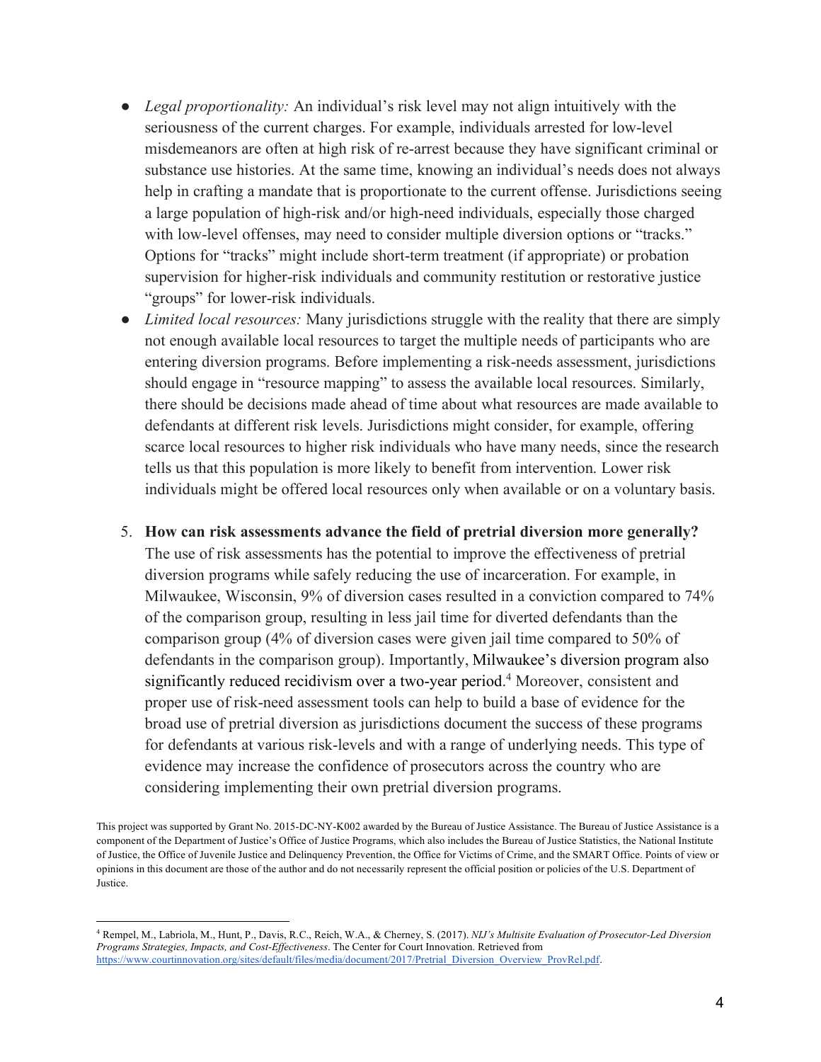- *Legal proportionality:* An individual's risk level may not align intuitively with the seriousness of the current charges. For example, individuals arrested for low-level misdemeanors are often at high risk of re-arrest because they have significant criminal or substance use histories. At the same time, knowing an individual's needs does not always help in crafting a mandate that is proportionate to the current offense. Jurisdictions seeing a large population of high-risk and/or high-need individuals, especially those charged with low-level offenses, may need to consider multiple diversion options or "tracks." Options for "tracks" might include short-term treatment (if appropriate) or probation supervision for higher-risk individuals and community restitution or restorative justice "groups" for lower-risk individuals.
- *Limited local resources:* Many jurisdictions struggle with the reality that there are simply not enough available local resources to target the multiple needs of participants who are entering diversion programs. Before implementing a risk-needs assessment, jurisdictions should engage in "resource mapping" to assess the available local resources. Similarly, there should be decisions made ahead of time about what resources are made available to defendants at different risk levels. Jurisdictions might consider, for example, offering scarce local resources to higher risk individuals who have many needs, since the research tells us that this population is more likely to benefit from intervention. Lower risk individuals might be offered local resources only when available or on a voluntary basis.

5. **How can risk assessments advance the field of pretrial diversion more generally?** The use of risk assessments has the potential to improve the effectiveness of pretrial diversion programs while safely reducing the use of incarceration. For example, in Milwaukee, Wisconsin, 9% of diversion cases resulted in a conviction compared to 74% of the comparison group, resulting in less jail time for diverted defendants than the comparison group (4% of diversion cases were given jail time compared to 50% of defendants in the comparison group). Importantly, Milwaukee's diversion program also significantly reduced recidivism over a two-year period.[4] Moreover, consistent and proper use of risk-need assessment tools can help to build a base of evidence for the broad use of pretrial diversion as jurisdictions document the success of these programs for defendants at various risk-levels and with a range of underlying needs. This type of evidence may increase the confidence of prosecutors across the country who are considering implementing their own pretrial diversion programs.

This project was supported by Grant No. 2015-DC-NY-K002 awarded by the Bureau of Justice Assistance. The Bureau of Justice Assistance is a component of the Department of Justice's Office of Justice Programs, which also includes the Bureau of Justice Statistics, the National Institute of Justice, the Office of Juvenile Justice and Delinquency Prevention, the Office for Victims of Crime, and the SMART Office. Points of view or opinions in this document are those of the author and do not necessarily represent the official position or policies of the U.S. Department of Justice.

---

[4] Rempel, M., Labriola, M., Hunt, P., Davis, R.C., Reich, W.A., & Cherney, S. (2017). *NIJ's Multisite Evaluation of Prosecutor-Led Diversion Programs Strategies, Impacts, and Cost-Effectiveness*. The Center for Court Innovation. Retrieved from https://www.courtinnovation.org/sites/default/files/media/document/2017/Pretrial_Diversion_Overview_ProvRel.pdf.